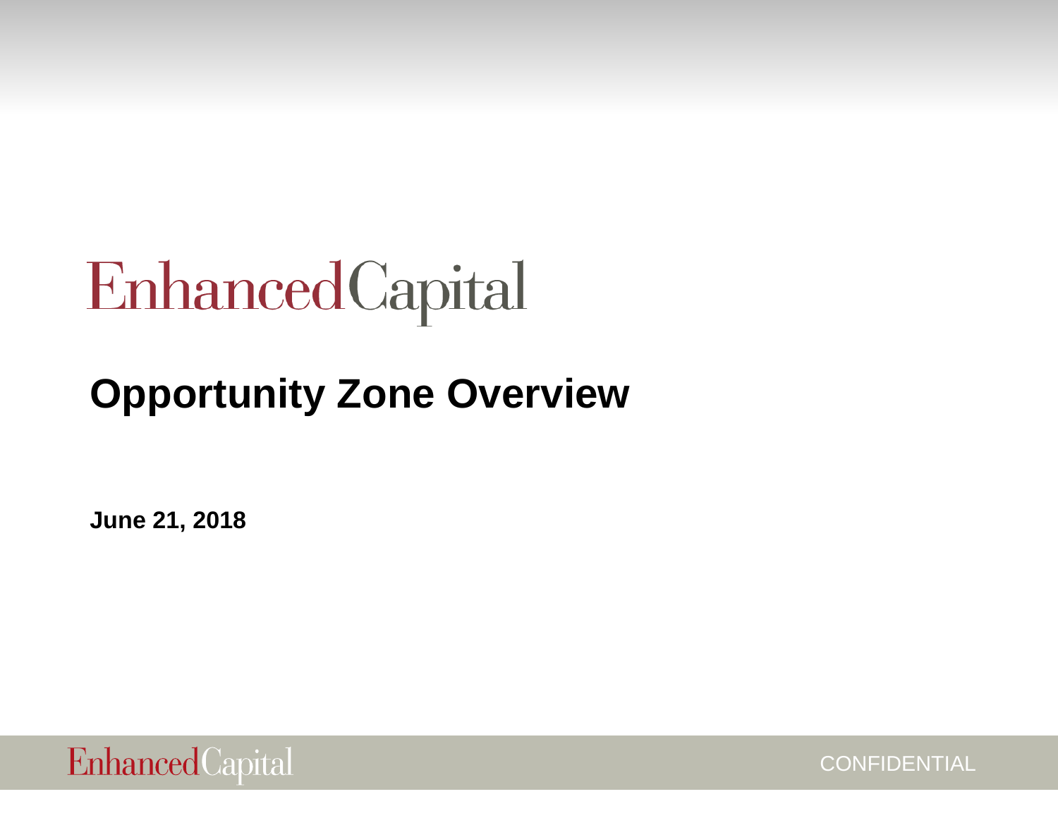EnhancedCapital

# Opportunity Zone Overview

**June 21, 2018**

CONFIDENTIAL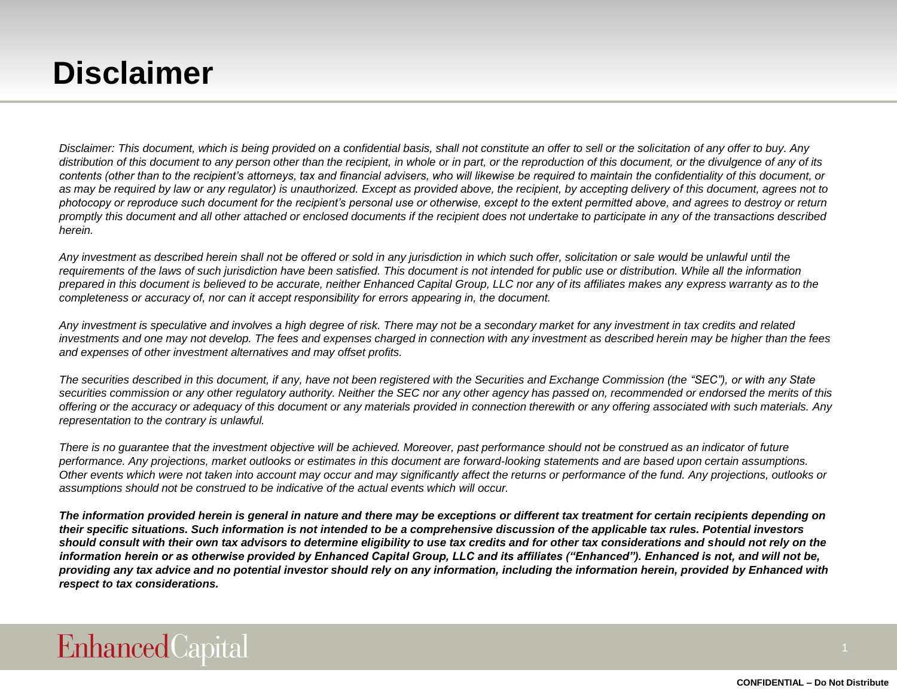# Disclaimer

*Disclaimer: This document, which is being provided on a confidential basis, shall not constitute an offer to sell or the solicitation of any offer to buy. Any distribution of this document to any person other than the recipient, in whole or in part, or the reproduction of this document, or the divulgence of any of its contents (other than to the recipient's attorneys, tax and financial advisers, who will likewise be required to maintain the confidentiality of this document, or as may be required by law or any regulator) is unauthorized. Except as provided above, the recipient, by accepting delivery of this document, agrees not to photocopy or reproduce such document for the recipient's personal use or otherwise, except to the extent permitted above, and agrees to destroy or return promptly this document and all other attached or enclosed documents if the recipient does not undertake to participate in any of the transactions described herein.*

*Any investment as described herein shall not be offered or sold in any jurisdiction in which such offer, solicitation or sale would be unlawful until the requirements of the laws of such jurisdiction have been satisfied. This document is not intended for public use or distribution. While all the information prepared in this document is believed to be accurate, neither Enhanced Capital Group, LLC nor any of its affiliates makes any express warranty as to the completeness or accuracy of, nor can it accept responsibility for errors appearing in, the document.*

*Any investment is speculative and involves a high degree of risk. There may not be a secondary market for any investment in tax credits and related investments and one may not develop. The fees and expenses charged in connection with any investment as described herein may be higher than the fees and expenses of other investment alternatives and may offset profits.*

*The securities described in this document, if any, have not been registered with the Securities and Exchange Commission (the "SEC"), or with any State securities commission or any other regulatory authority. Neither the SEC nor any other agency has passed on, recommended or endorsed the merits of this offering or the accuracy or adequacy of this document or any materials provided in connection therewith or any offering associated with such materials. Any representation to the contrary is unlawful.*

*There is no guarantee that the investment objective will be achieved. Moreover, past performance should not be construed as an indicator of future performance. Any projections, market outlooks or estimates in this document are forward-looking statements and are based upon certain assumptions. Other events which were not taken into account may occur and may significantly affect the returns or performance of the fund. Any projections, outlooks or assumptions should not be construed to be indicative of the actual events which will occur.*

***The information provided herein is general in nature and there may be exceptions or different tax treatment for certain recipients depending on their specific situations. Such information is not intended to be a comprehensive discussion of the applicable tax rules. Potential investors should consult with their own tax advisors to determine eligibility to use tax credits and for other tax considerations and should not rely on the information herein or as otherwise provided by Enhanced Capital Group, LLC and its affiliates ("Enhanced"). Enhanced is not, and will not be, providing any tax advice and no potential investor should rely on any information, including the information herein, provided by Enhanced with respect to tax considerations.***

EnhancedCapital

**CONFIDENTIAL – Do Not Distribute**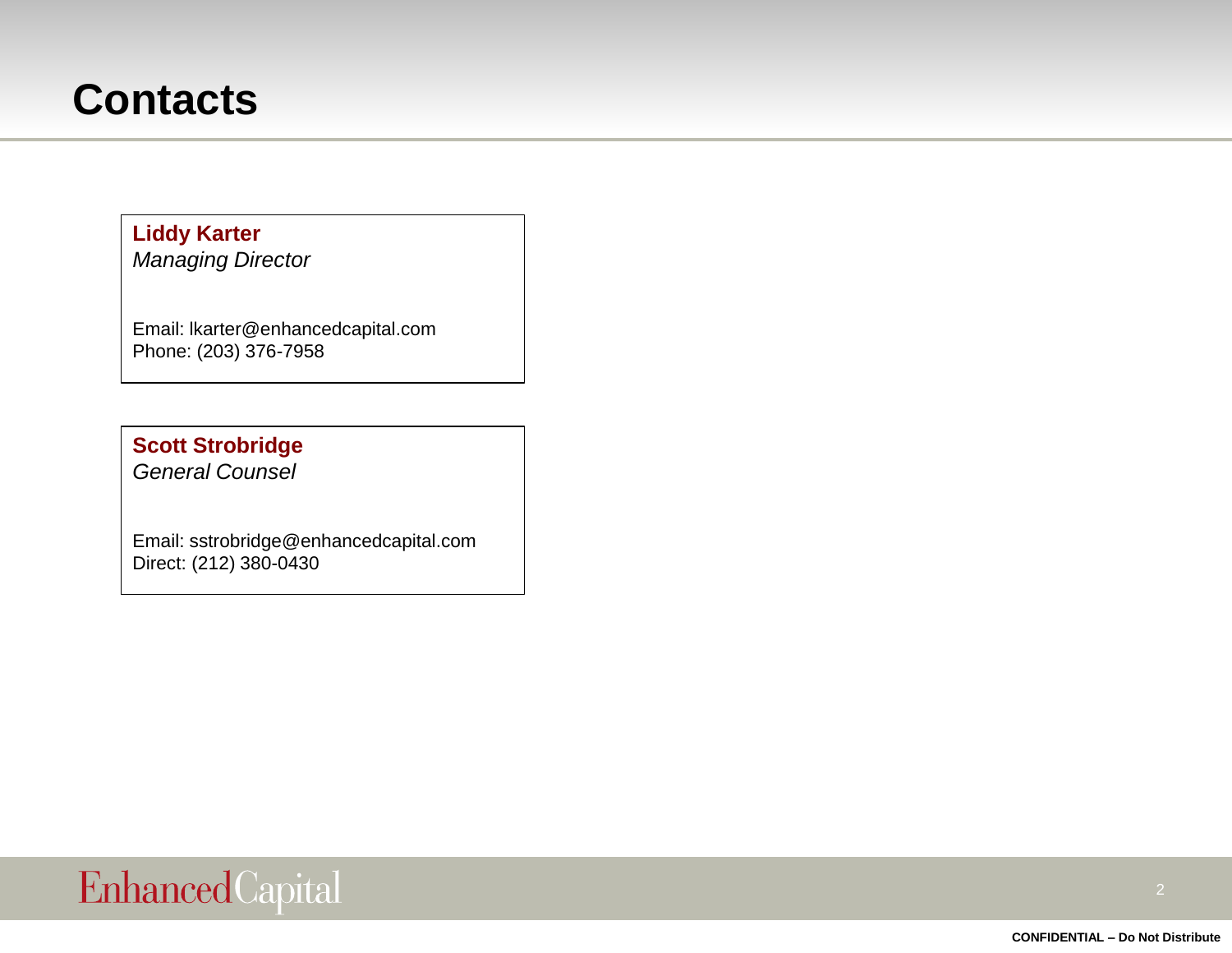# Contacts

**Liddy Karter**
*Managing Director*

Email: lkarter@enhancedcapital.com
Phone: (203) 376-7958

**Scott Strobridge**
*General Counsel*

Email: sstrobridge@enhancedcapital.com
Direct: (212) 380-0430

EnhancedCapital

**CONFIDENTIAL – Do Not Distribute**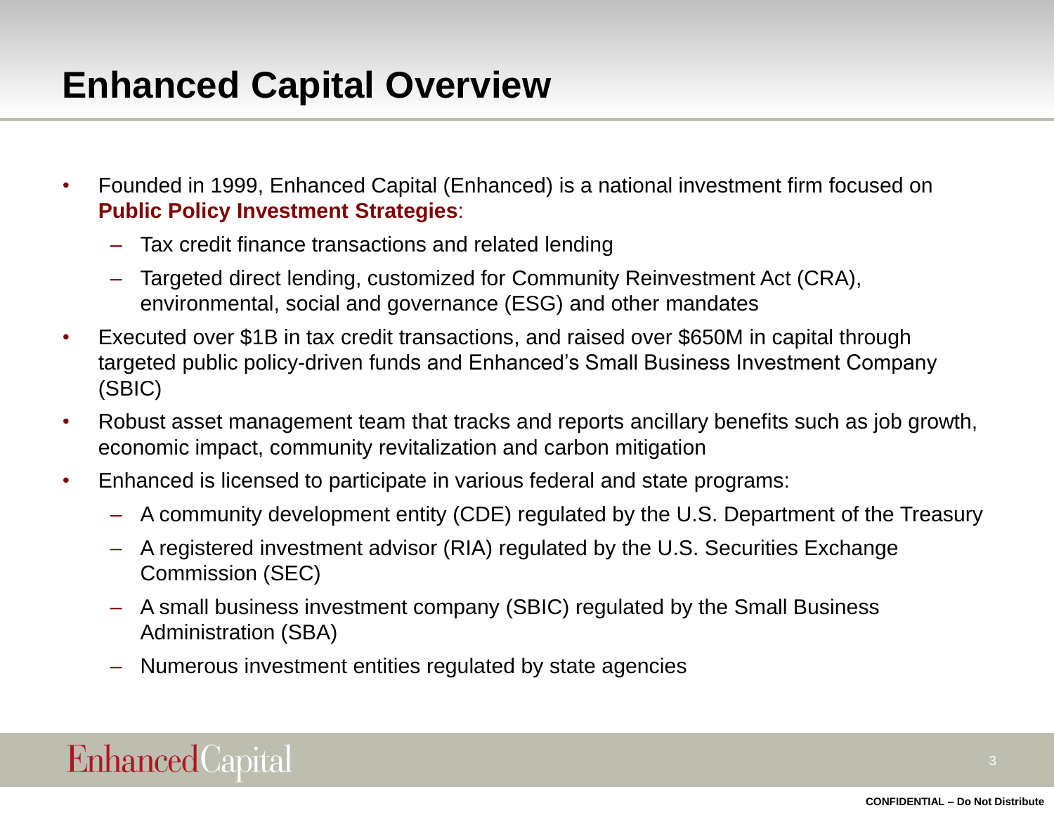# Enhanced Capital Overview

- Founded in 1999, Enhanced Capital (Enhanced) is a national investment firm focused on **Public Policy Investment Strategies**:
  - Tax credit finance transactions and related lending
  - Targeted direct lending, customized for Community Reinvestment Act (CRA), environmental, social and governance (ESG) and other mandates
- Executed over $1B in tax credit transactions, and raised over $650M in capital through targeted public policy-driven funds and Enhanced's Small Business Investment Company (SBIC)
- Robust asset management team that tracks and reports ancillary benefits such as job growth, economic impact, community revitalization and carbon mitigation
- Enhanced is licensed to participate in various federal and state programs:
  - A community development entity (CDE) regulated by the U.S. Department of the Treasury
  - A registered investment advisor (RIA) regulated by the U.S. Securities Exchange Commission (SEC)
  - A small business investment company (SBIC) regulated by the Small Business Administration (SBA)
  - Numerous investment entities regulated by state agencies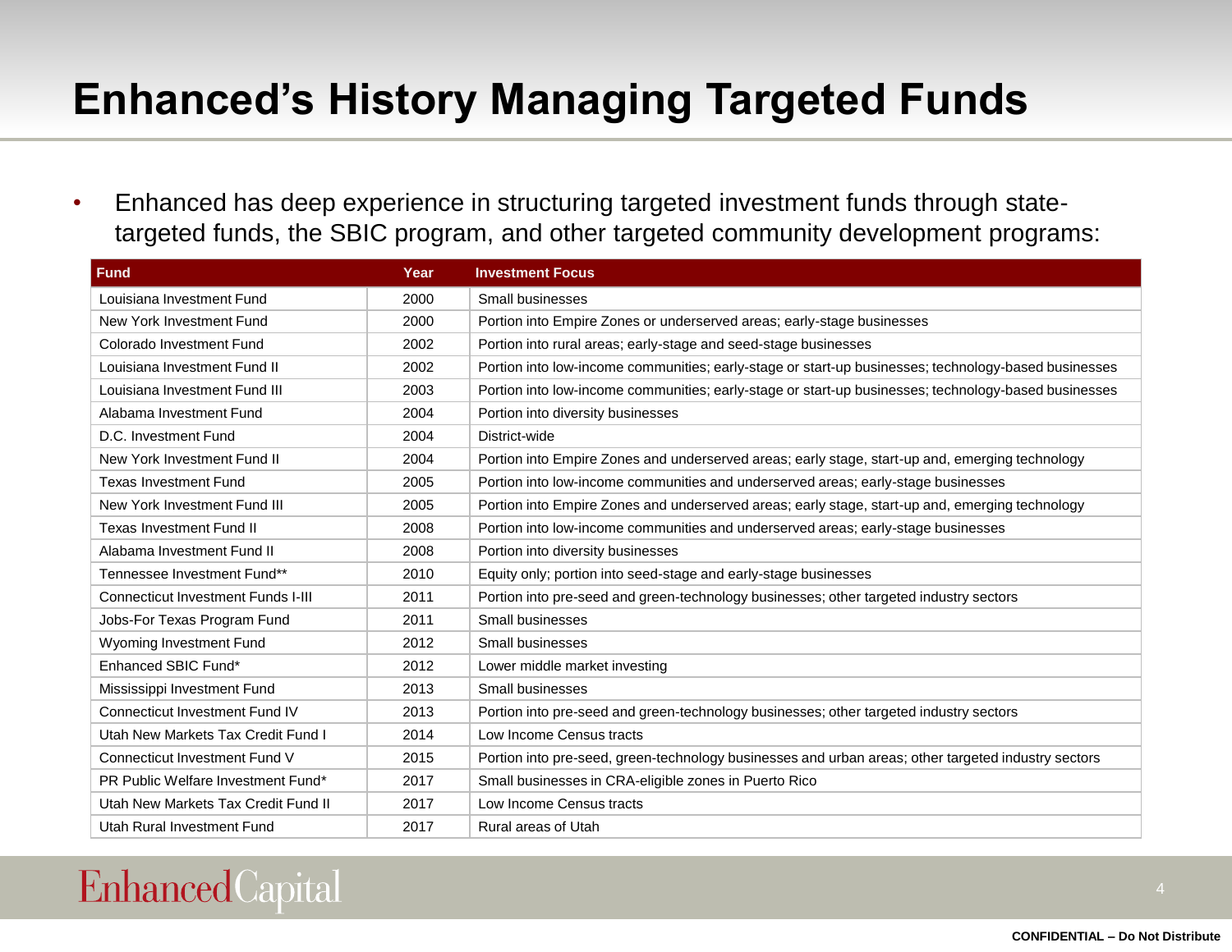# Enhanced's History Managing Targeted Funds

- Enhanced has deep experience in structuring targeted investment funds through state-targeted funds, the SBIC program, and other targeted community development programs:

| Fund | Year | Investment Focus |
|---|---|---|
| Louisiana Investment Fund | 2000 | Small businesses |
| New York Investment Fund | 2000 | Portion into Empire Zones or underserved areas; early-stage businesses |
| Colorado Investment Fund | 2002 | Portion into rural areas; early-stage and seed-stage businesses |
| Louisiana Investment Fund II | 2002 | Portion into low-income communities; early-stage or start-up businesses; technology-based businesses |
| Louisiana Investment Fund III | 2003 | Portion into low-income communities; early-stage or start-up businesses; technology-based businesses |
| Alabama Investment Fund | 2004 | Portion into diversity businesses |
| D.C. Investment Fund | 2004 | District-wide |
| New York Investment Fund II | 2004 | Portion into Empire Zones and underserved areas; early stage, start-up and, emerging technology |
| Texas Investment Fund | 2005 | Portion into low-income communities and underserved areas; early-stage businesses |
| New York Investment Fund III | 2005 | Portion into Empire Zones and underserved areas; early stage, start-up and, emerging technology |
| Texas Investment Fund II | 2008 | Portion into low-income communities and underserved areas; early-stage businesses |
| Alabama Investment Fund II | 2008 | Portion into diversity businesses |
| Tennessee Investment Fund** | 2010 | Equity only; portion into seed-stage and early-stage businesses |
| Connecticut Investment Funds I-III | 2011 | Portion into pre-seed and green-technology businesses; other targeted industry sectors |
| Jobs-For Texas Program Fund | 2011 | Small businesses |
| Wyoming Investment Fund | 2012 | Small businesses |
| Enhanced SBIC Fund* | 2012 | Lower middle market investing |
| Mississippi Investment Fund | 2013 | Small businesses |
| Connecticut Investment Fund IV | 2013 | Portion into pre-seed and green-technology businesses; other targeted industry sectors |
| Utah New Markets Tax Credit Fund I | 2014 | Low Income Census tracts |
| Connecticut Investment Fund V | 2015 | Portion into pre-seed, green-technology businesses and urban areas; other targeted industry sectors |
| PR Public Welfare Investment Fund* | 2017 | Small businesses in CRA-eligible zones in Puerto Rico |
| Utah New Markets Tax Credit Fund II | 2017 | Low Income Census tracts |
| Utah Rural Investment Fund | 2017 | Rural areas of Utah |

EnhancedCapital

CONFIDENTIAL – Do Not Distribute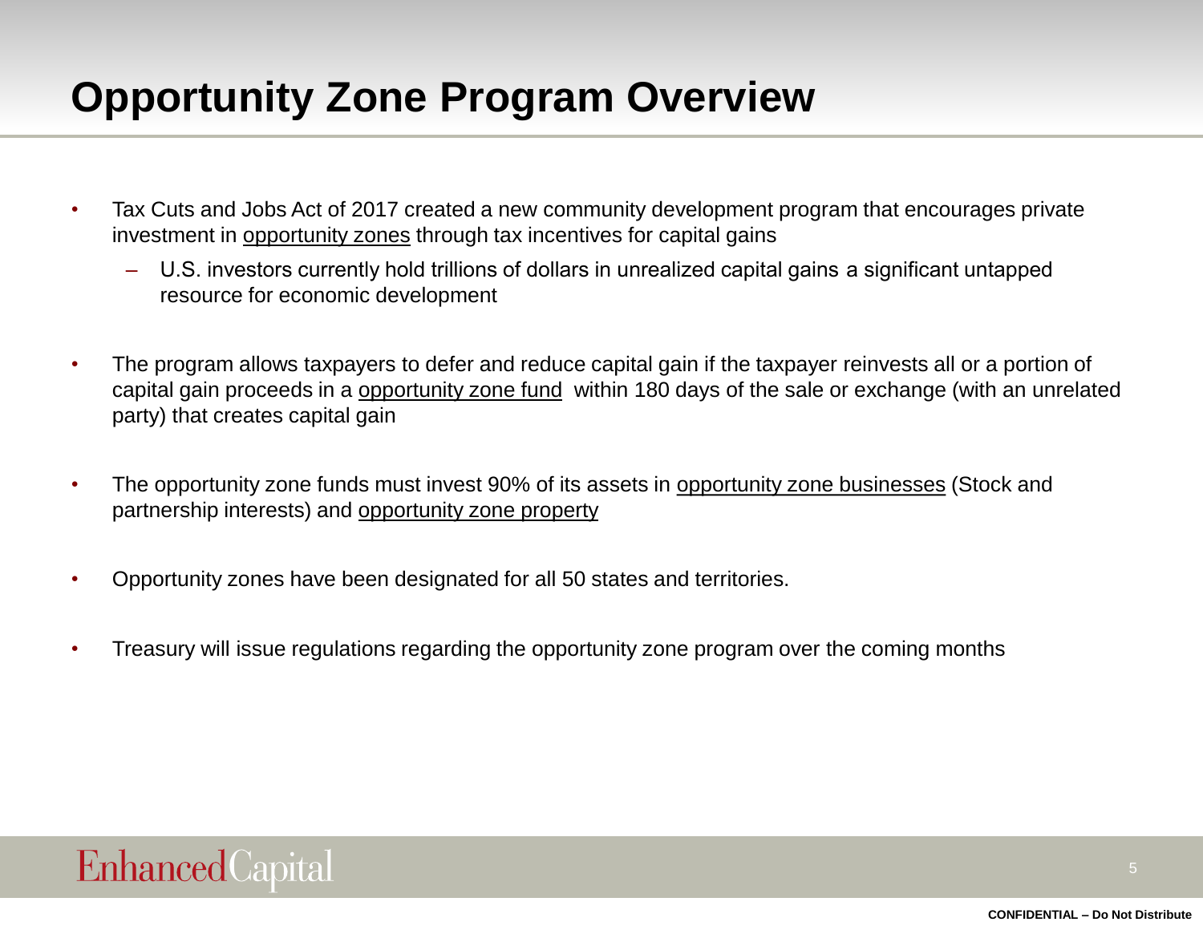# Opportunity Zone Program Overview

- Tax Cuts and Jobs Act of 2017 created a new community development program that encourages private investment in opportunity zones through tax incentives for capital gains
  - U.S. investors currently hold trillions of dollars in unrealized capital gains a significant untapped resource for economic development
- The program allows taxpayers to defer and reduce capital gain if the taxpayer reinvests all or a portion of capital gain proceeds in a opportunity zone fund within 180 days of the sale or exchange (with an unrelated party) that creates capital gain
- The opportunity zone funds must invest 90% of its assets in opportunity zone businesses (Stock and partnership interests) and opportunity zone property
- Opportunity zones have been designated for all 50 states and territories.
- Treasury will issue regulations regarding the opportunity zone program over the coming months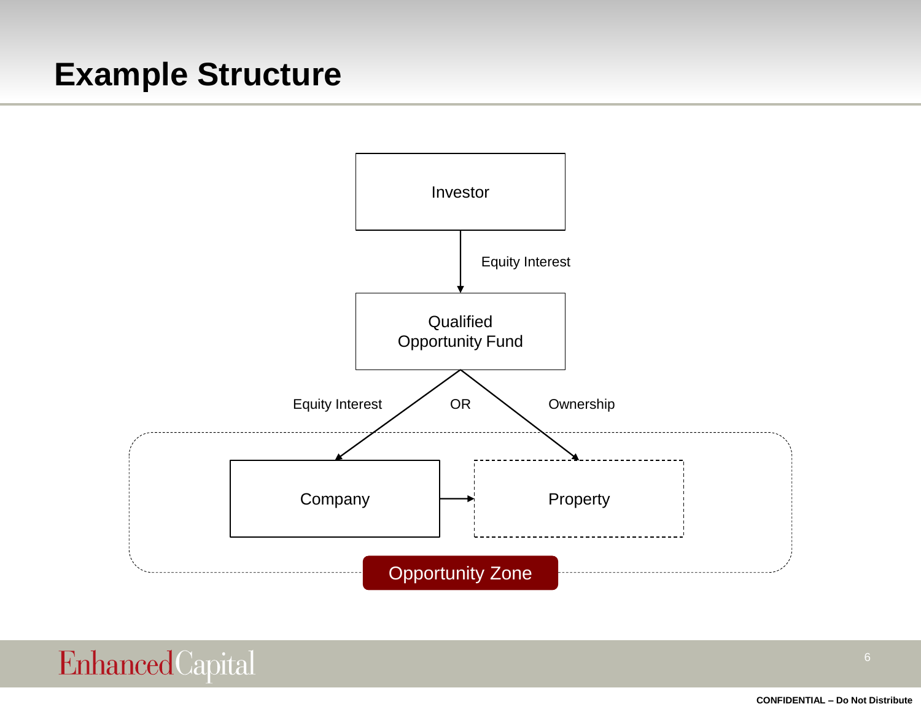# Example Structure

Investor

Equity Interest

Qualified Opportunity Fund

Equity Interest

OR

Ownership

Company

Property

Opportunity Zone

CONFIDENTIAL – Do Not Distribute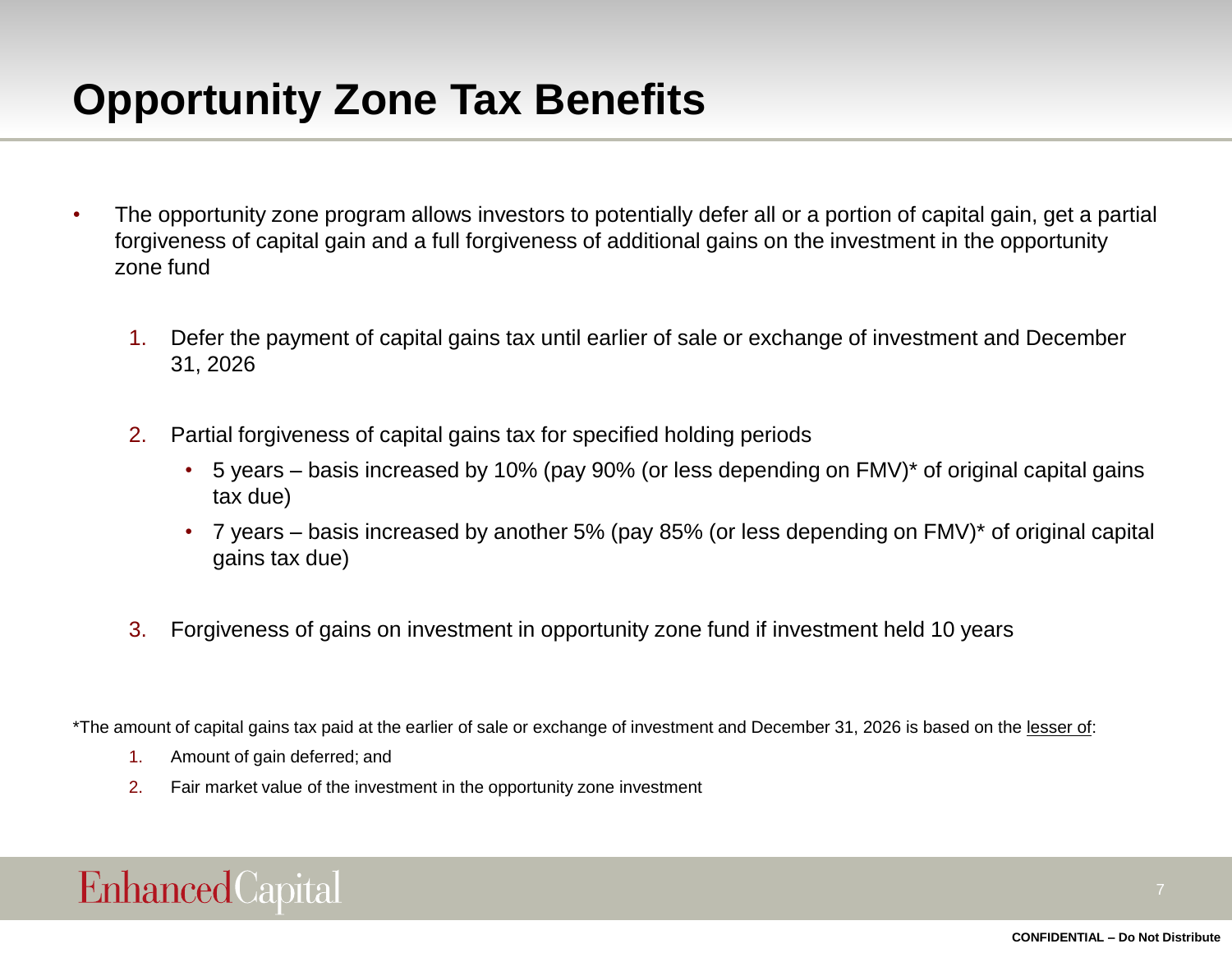# Opportunity Zone Tax Benefits

- The opportunity zone program allows investors to potentially defer all or a portion of capital gain, get a partial forgiveness of capital gain and a full forgiveness of additional gains on the investment in the opportunity zone fund

  1. Defer the payment of capital gains tax until earlier of sale or exchange of investment and December 31, 2026

  2. Partial forgiveness of capital gains tax for specified holding periods
     - 5 years – basis increased by 10% (pay 90% (or less depending on FMV)* of original capital gains tax due)
     - 7 years – basis increased by another 5% (pay 85% (or less depending on FMV)* of original capital gains tax due)

  3. Forgiveness of gains on investment in opportunity zone fund if investment held 10 years

*The amount of capital gains tax paid at the earlier of sale or exchange of investment and December 31, 2026 is based on the <u>lesser of</u>:

1. Amount of gain deferred; and
2. Fair market value of the investment in the opportunity zone investment

EnhancedCapital

CONFIDENTIAL – Do Not Distribute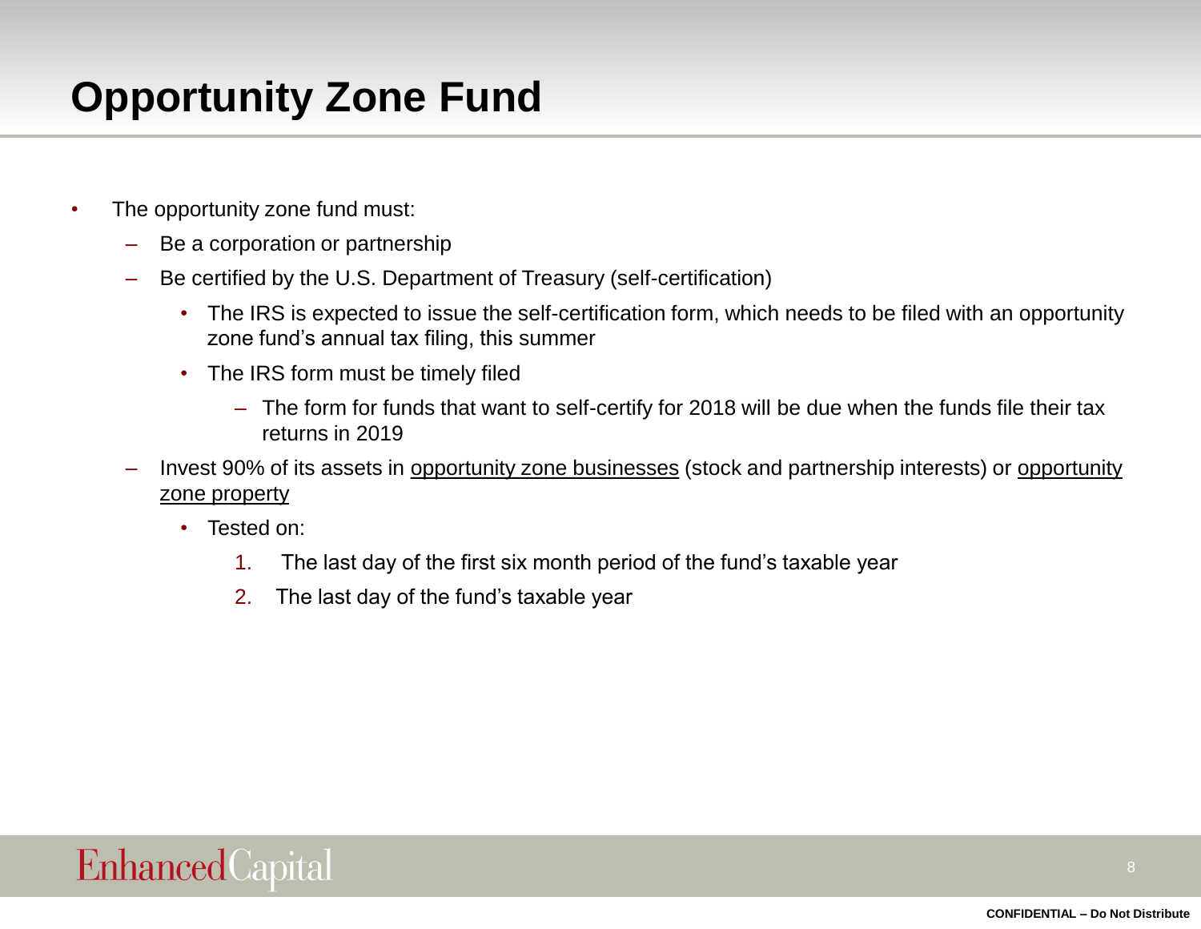# Opportunity Zone Fund

- The opportunity zone fund must:
  - Be a corporation or partnership
  - Be certified by the U.S. Department of Treasury (self-certification)
    - The IRS is expected to issue the self-certification form, which needs to be filed with an opportunity zone fund's annual tax filing, this summer
    - The IRS form must be timely filed
      - The form for funds that want to self-certify for 2018 will be due when the funds file their tax returns in 2019
  - Invest 90% of its assets in opportunity zone businesses (stock and partnership interests) or opportunity zone property
    - Tested on:
      1. The last day of the first six month period of the fund's taxable year
      2. The last day of the fund's taxable year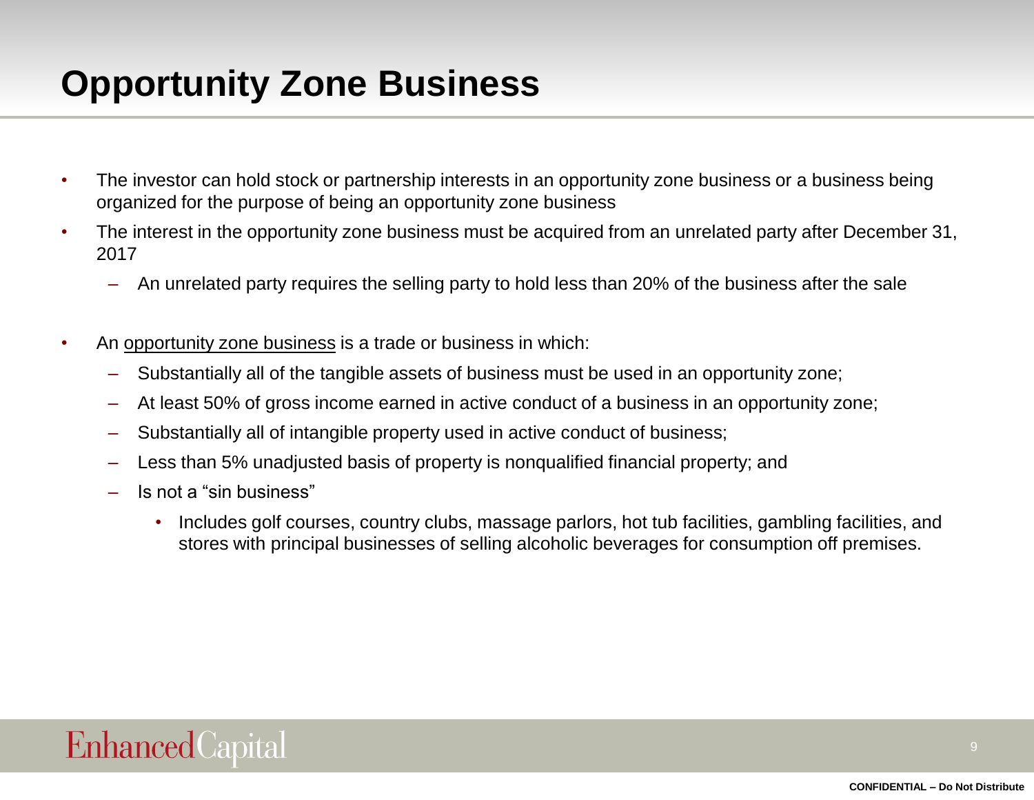# Opportunity Zone Business

- The investor can hold stock or partnership interests in an opportunity zone business or a business being organized for the purpose of being an opportunity zone business
- The interest in the opportunity zone business must be acquired from an unrelated party after December 31, 2017
  - An unrelated party requires the selling party to hold less than 20% of the business after the sale
- An <u>opportunity zone business</u> is a trade or business in which:
  - Substantially all of the tangible assets of business must be used in an opportunity zone;
  - At least 50% of gross income earned in active conduct of a business in an opportunity zone;
  - Substantially all of intangible property used in active conduct of business;
  - Less than 5% unadjusted basis of property is nonqualified financial property; and
  - Is not a "sin business"
    - Includes golf courses, country clubs, massage parlors, hot tub facilities, gambling facilities, and stores with principal businesses of selling alcoholic beverages for consumption off premises.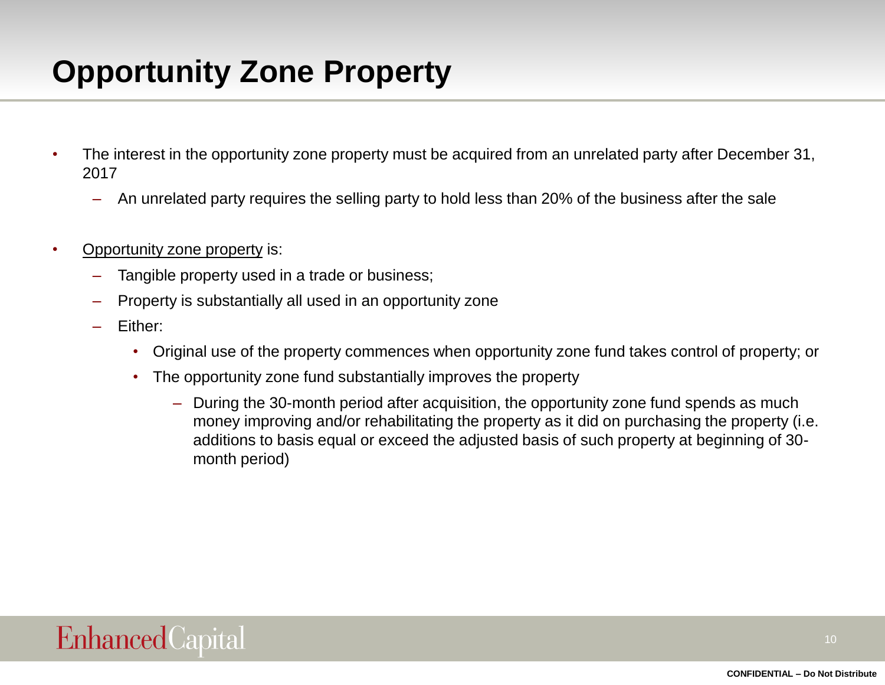# Opportunity Zone Property

- The interest in the opportunity zone property must be acquired from an unrelated party after December 31, 2017
  - An unrelated party requires the selling party to hold less than 20% of the business after the sale

- Opportunity zone property is:
  - Tangible property used in a trade or business;
  - Property is substantially all used in an opportunity zone
  - Either:
    - Original use of the property commences when opportunity zone fund takes control of property; or
    - The opportunity zone fund substantially improves the property
      - During the 30-month period after acquisition, the opportunity zone fund spends as much money improving and/or rehabilitating the property as it did on purchasing the property (i.e. additions to basis equal or exceed the adjusted basis of such property at beginning of 30-month period)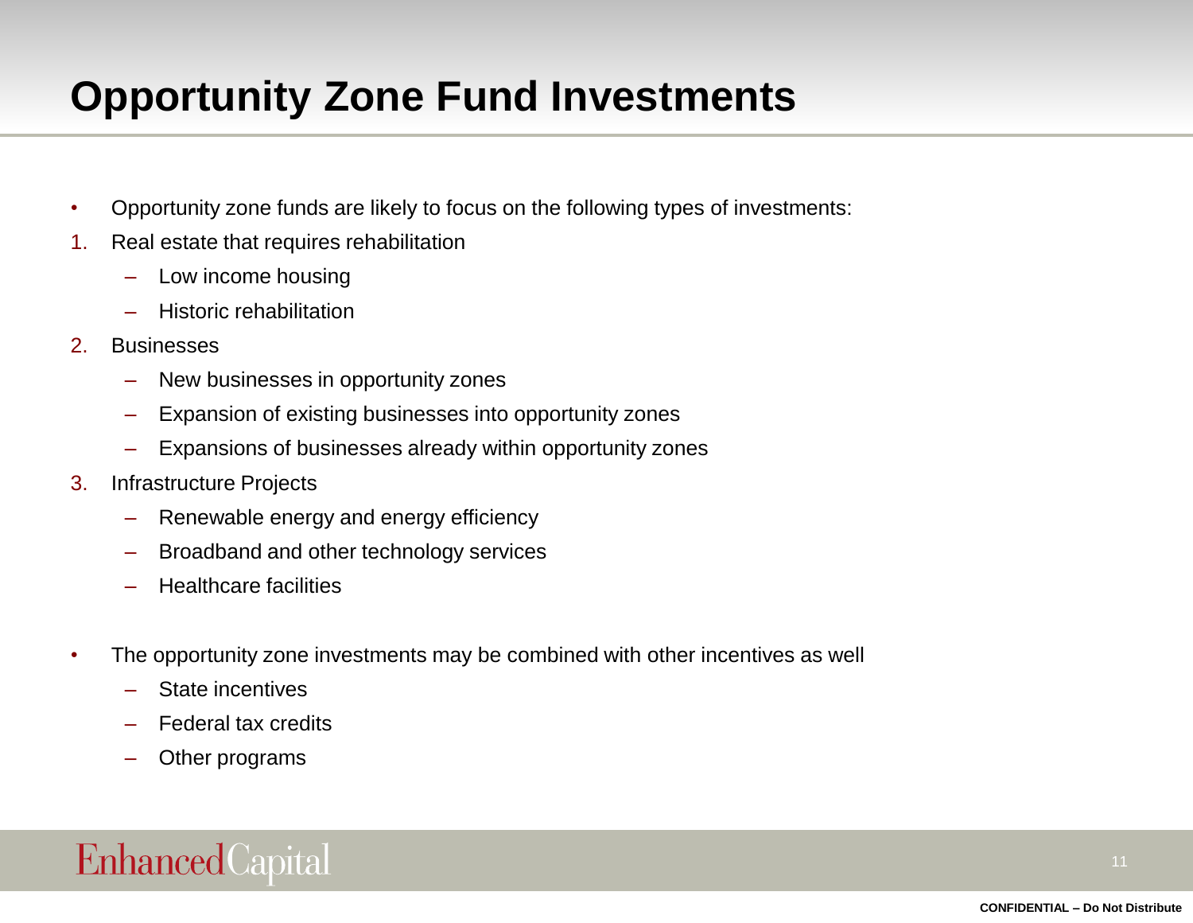# Opportunity Zone Fund Investments

- Opportunity zone funds are likely to focus on the following types of investments:

1. Real estate that requires rehabilitation
   - Low income housing
   - Historic rehabilitation
2. Businesses
   - New businesses in opportunity zones
   - Expansion of existing businesses into opportunity zones
   - Expansions of businesses already within opportunity zones
3. Infrastructure Projects
   - Renewable energy and energy efficiency
   - Broadband and other technology services
   - Healthcare facilities

- The opportunity zone investments may be combined with other incentives as well
  - State incentives
  - Federal tax credits
  - Other programs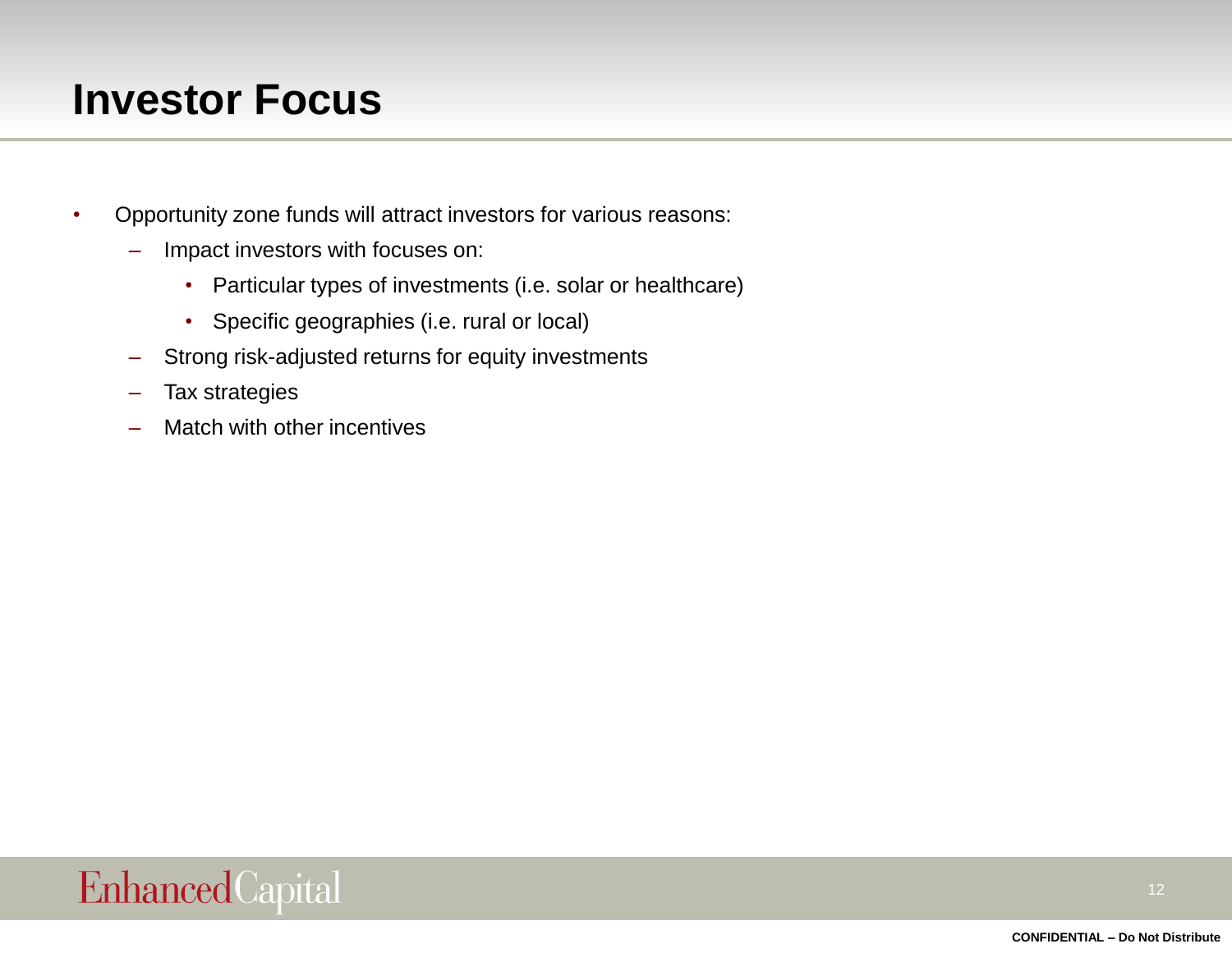# Investor Focus

- Opportunity zone funds will attract investors for various reasons:
  - Impact investors with focuses on:
    - Particular types of investments (i.e. solar or healthcare)
    - Specific geographies (i.e. rural or local)
  - Strong risk-adjusted returns for equity investments
  - Tax strategies
  - Match with other incentives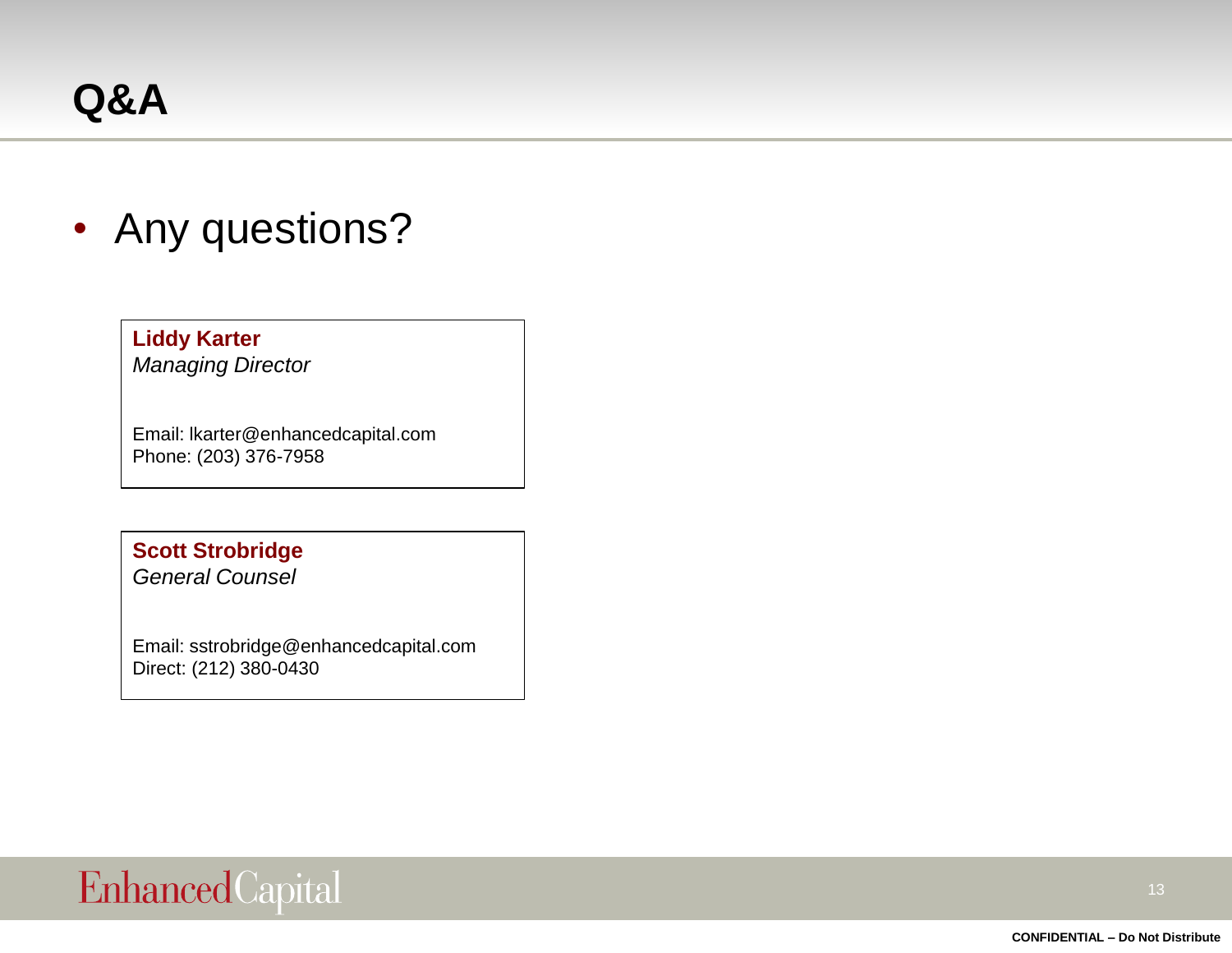# Q&A

- Any questions?

**Liddy Karter**
*Managing Director*

Email: lkarter@enhancedcapital.com
Phone: (203) 376-7958

**Scott Strobridge**
*General Counsel*

Email: sstrobridge@enhancedcapital.com
Direct: (212) 380-0430

EnhancedCapital

CONFIDENTIAL – Do Not Distribute